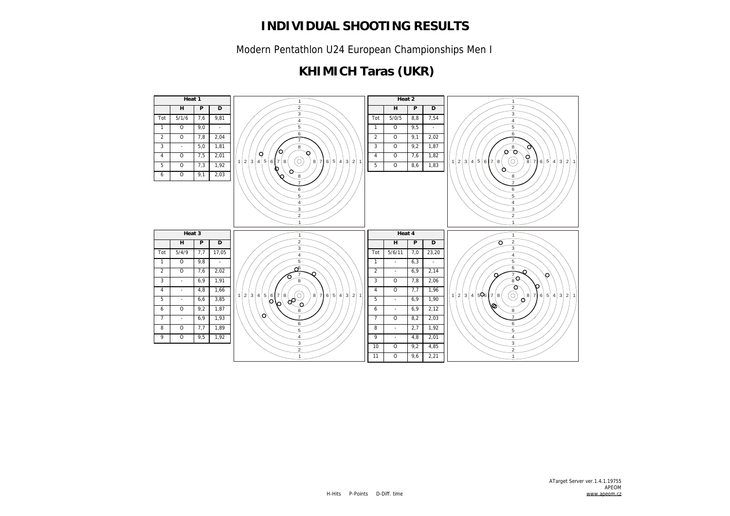# INDIVIDUAL SHOOTING RESULTS

Modern Pentathlon U24 European Championships Men I

## KHIMICH Taras (UKR)

**Heat 1**

| | H | P | D |
|---|---|---|---|
| Tot | 5/1/6 | 7,6 | 9,81 |
| 1 | O | 9,0 | - |
| 2 | O | 7,8 | 2,04 |
| 3 | - | 5,0 | 1,81 |
| 4 | O | 7,5 | 2,01 |
| 5 | O | 7,3 | 1,92 |
| 6 | O | 9,1 | 2,03 |

**Heat 2**

| | H | P | D |
|---|---|---|---|
| Tot | 5/0/5 | 8,8 | 7,54 |
| 1 | O | 9,5 | - |
| 2 | O | 9,1 | 2,02 |
| 3 | O | 9,2 | 1,87 |
| 4 | O | 7,6 | 1,82 |
| 5 | O | 8,6 | 1,83 |

**Heat 3**

| | H | P | D |
|---|---|---|---|
| Tot | 5/4/9 | 7,7 | 17,05 |
| 1 | O | 9,8 | - |
| 2 | O | 7,6 | 2,02 |
| 3 | - | 6,9 | 1,91 |
| 4 | - | 4,8 | 1,66 |
| 5 | - | 6,6 | 3,85 |
| 6 | O | 9,2 | 1,87 |
| 7 | - | 6,9 | 1,93 |
| 8 | O | 7,7 | 1,89 |
| 9 | O | 9,5 | 1,92 |

**Heat 4**

| | H | P | D |
|---|---|---|---|
| Tot | 5/6/11 | 7,0 | 23,20 |
| 1 | - | 6,3 | - |
| 2 | - | 6,9 | 2,14 |
| 3 | O | 7,8 | 2,06 |
| 4 | O | 7,7 | 1,96 |
| 5 | - | 6,9 | 1,90 |
| 6 | - | 6,9 | 2,12 |
| 7 | O | 8,2 | 2,03 |
| 8 | - | 2,7 | 1,92 |
| 9 | - | 4,8 | 2,01 |
| 10 | O | 9,2 | 4,85 |
| 11 | O | 9,6 | 2,21 |

H-Hits P-Points D-Diff. time

ATarget Server ver.1.4.1.19755
APEOM
www.apeom.cz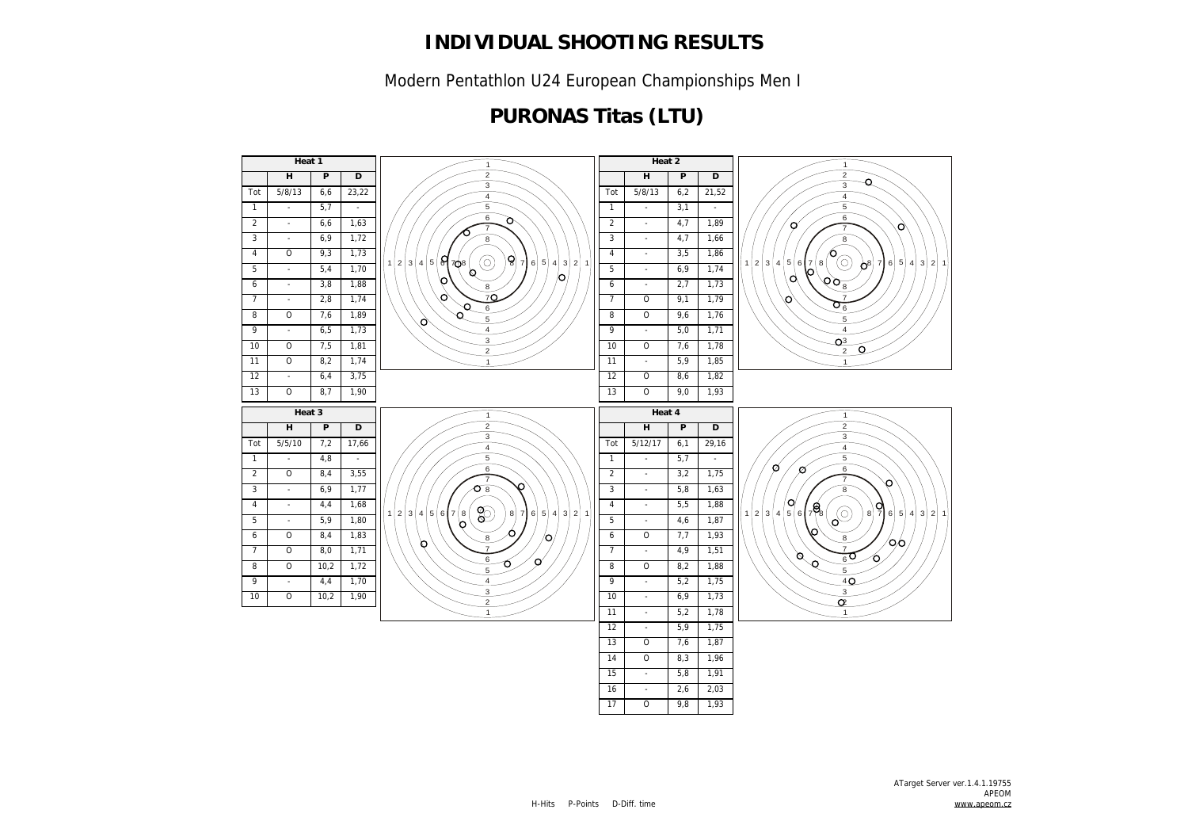# INDIVIDUAL SHOOTING RESULTS

Modern Pentathlon U24 European Championships Men I

## PURONAS Titas (LTU)

**Heat 1**

| | H | P | D |
|---|---|---|---|
| Tot | 5/8/13 | 6,6 | 23,22 |
| 1 | - | 5,7 | - |
| 2 | - | 6,6 | 1,63 |
| 3 | - | 6,9 | 1,72 |
| 4 | O | 9,3 | 1,73 |
| 5 | - | 5,4 | 1,70 |
| 6 | - | 3,8 | 1,88 |
| 7 | - | 2,8 | 1,74 |
| 8 | O | 7,6 | 1,89 |
| 9 | - | 6,5 | 1,73 |
| 10 | O | 7,5 | 1,81 |
| 11 | O | 8,2 | 1,74 |
| 12 | - | 6,4 | 3,75 |
| 13 | O | 8,7 | 1,90 |

**Heat 2**

| | H | P | D |
|---|---|---|---|
| Tot | 5/8/13 | 6,2 | 21,52 |
| 1 | - | 3,1 | - |
| 2 | - | 4,7 | 1,89 |
| 3 | - | 4,7 | 1,66 |
| 4 | - | 3,5 | 1,86 |
| 5 | - | 6,9 | 1,74 |
| 6 | - | 2,7 | 1,73 |
| 7 | O | 9,1 | 1,79 |
| 8 | O | 9,6 | 1,76 |
| 9 | - | 5,0 | 1,71 |
| 10 | O | 7,6 | 1,78 |
| 11 | - | 5,9 | 1,85 |
| 12 | O | 8,6 | 1,82 |
| 13 | O | 9,0 | 1,93 |

**Heat 3**

| | H | P | D |
|---|---|---|---|
| Tot | 5/5/10 | 7,2 | 17,66 |
| 1 | - | 4,8 | - |
| 2 | O | 8,4 | 3,55 |
| 3 | - | 6,9 | 1,77 |
| 4 | - | 4,4 | 1,68 |
| 5 | - | 5,9 | 1,80 |
| 6 | O | 8,4 | 1,83 |
| 7 | O | 8,0 | 1,71 |
| 8 | O | 10,2 | 1,72 |
| 9 | - | 4,4 | 1,70 |
| 10 | O | 10,2 | 1,90 |

**Heat 4**

| | H | P | D |
|---|---|---|---|
| Tot | 5/12/17 | 6,1 | 29,16 |
| 1 | - | 5,7 | - |
| 2 | - | 3,2 | 1,75 |
| 3 | - | 5,8 | 1,63 |
| 4 | - | 5,5 | 1,88 |
| 5 | - | 4,6 | 1,87 |
| 6 | O | 7,7 | 1,93 |
| 7 | - | 4,9 | 1,51 |
| 8 | O | 8,2 | 1,88 |
| 9 | - | 5,2 | 1,75 |
| 10 | - | 6,9 | 1,73 |
| 11 | - | 5,2 | 1,78 |
| 12 | - | 5,9 | 1,75 |
| 13 | O | 7,6 | 1,87 |
| 14 | O | 8,3 | 1,96 |
| 15 | - | 5,8 | 1,91 |
| 16 | - | 2,6 | 2,03 |
| 17 | O | 9,8 | 1,93 |

H-Hits P-Points D-Diff. time

ATarget Server ver.1.4.1.19755
APEOM
www.apeom.cz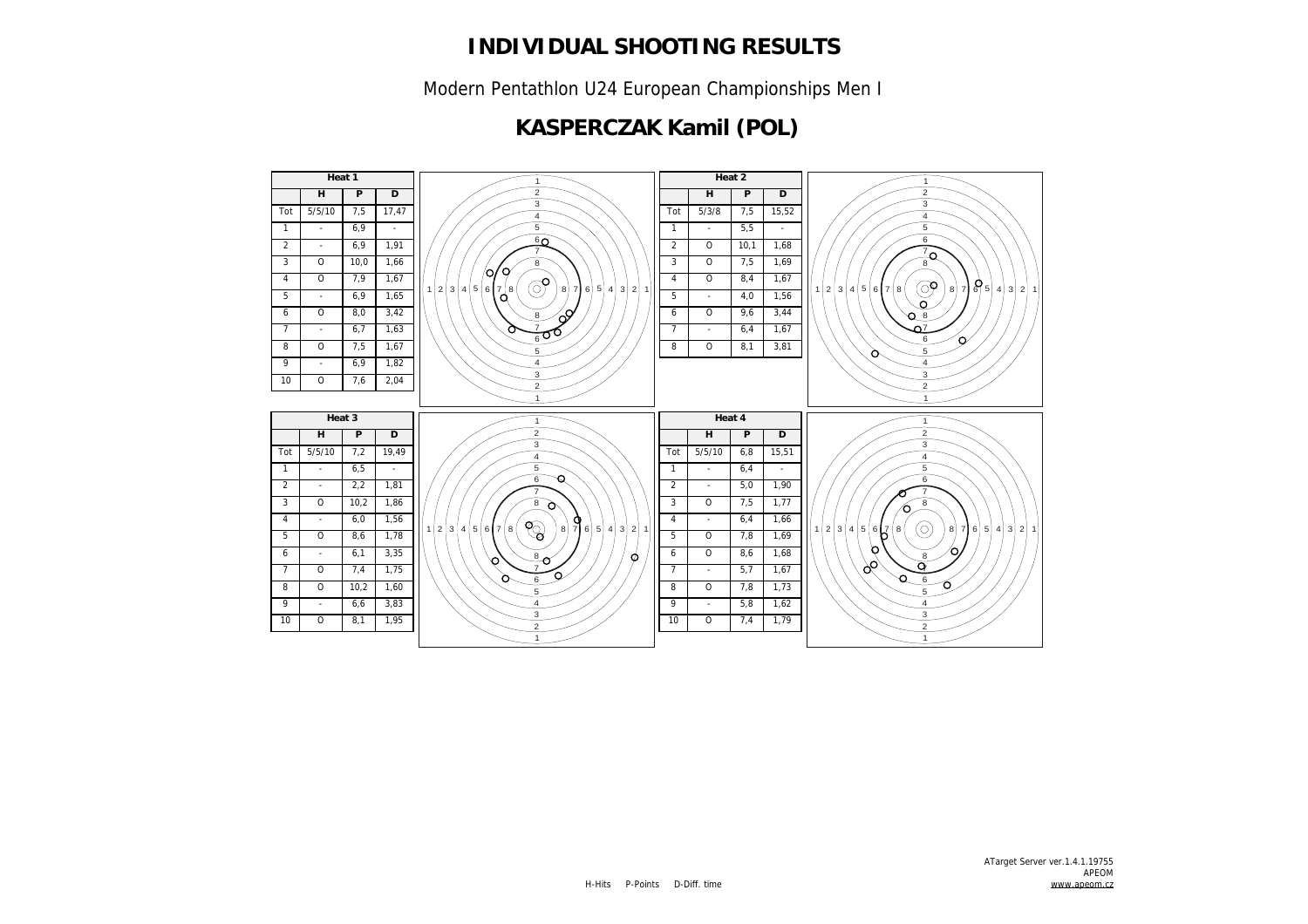# INDIVIDUAL SHOOTING RESULTS

Modern Pentathlon U24 European Championships Men I

## KASPERCZAK Kamil (POL)

| Heat 1 | | | |
|---|---|---|---|
| | H | P | D |
| Tot | 5/5/10 | 7,5 | 17,47 |
| 1 | - | 6,9 | - |
| 2 | - | 6,9 | 1,91 |
| 3 | O | 10,0 | 1,66 |
| 4 | O | 7,9 | 1,67 |
| 5 | - | 6,9 | 1,65 |
| 6 | O | 8,0 | 3,42 |
| 7 | - | 6,7 | 1,63 |
| 8 | O | 7,5 | 1,67 |
| 9 | - | 6,9 | 1,82 |
| 10 | O | 7,6 | 2,04 |

| Heat 2 | | | |
|---|---|---|---|
| | H | P | D |
| Tot | 5/3/8 | 7,5 | 15,52 |
| 1 | - | 5,5 | - |
| 2 | O | 10,1 | 1,68 |
| 3 | O | 7,5 | 1,69 |
| 4 | O | 8,4 | 1,67 |
| 5 | - | 4,0 | 1,56 |
| 6 | O | 9,6 | 3,44 |
| 7 | - | 6,4 | 1,67 |
| 8 | O | 8,1 | 3,81 |

| Heat 3 | | | |
|---|---|---|---|
| | H | P | D |
| Tot | 5/5/10 | 7,2 | 19,49 |
| 1 | - | 6,5 | - |
| 2 | - | 2,2 | 1,81 |
| 3 | O | 10,2 | 1,86 |
| 4 | - | 6,0 | 1,56 |
| 5 | O | 8,6 | 1,78 |
| 6 | - | 6,1 | 3,35 |
| 7 | O | 7,4 | 1,75 |
| 8 | O | 10,2 | 1,60 |
| 9 | - | 6,6 | 3,83 |
| 10 | O | 8,1 | 1,95 |

| Heat 4 | | | |
|---|---|---|---|
| | H | P | D |
| Tot | 5/5/10 | 6,8 | 15,51 |
| 1 | - | 6,4 | - |
| 2 | - | 5,0 | 1,90 |
| 3 | O | 7,5 | 1,77 |
| 4 | - | 6,4 | 1,66 |
| 5 | O | 7,8 | 1,69 |
| 6 | O | 8,6 | 1,68 |
| 7 | - | 5,7 | 1,67 |
| 8 | O | 7,8 | 1,73 |
| 9 | - | 5,8 | 1,62 |
| 10 | O | 7,4 | 1,79 |

H-Hits P-Points D-Diff. time

ATarget Server ver.1.4.1.19755
APEOM
www.apeom.cz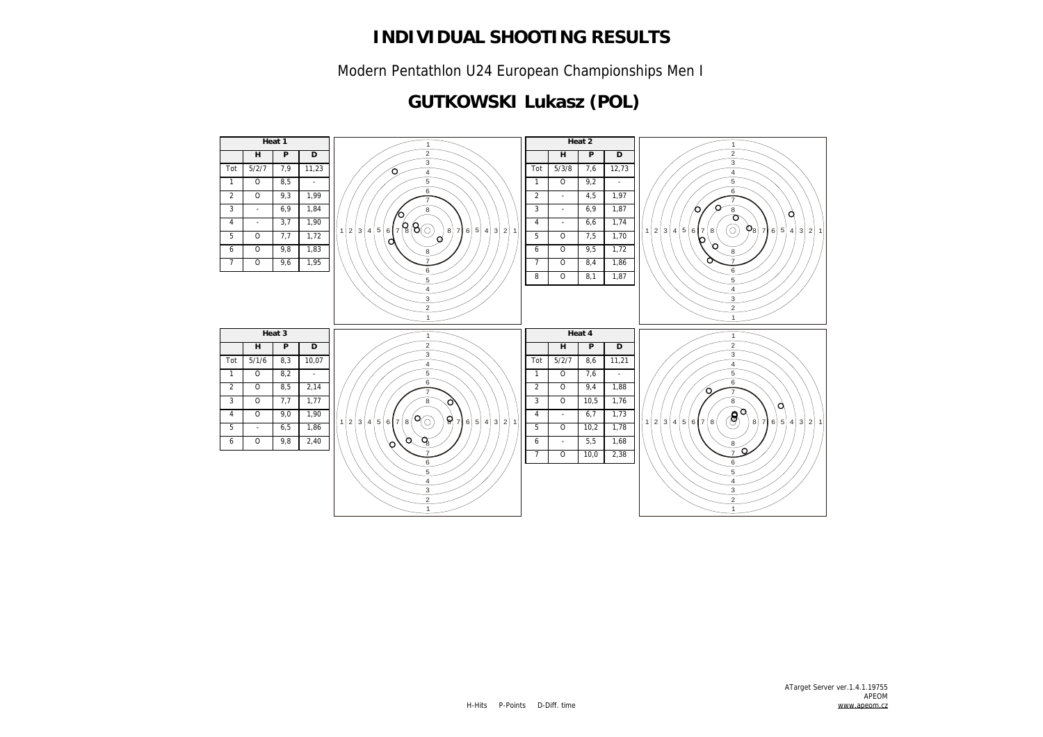# INDIVIDUAL SHOOTING RESULTS

Modern Pentathlon U24 European Championships Men I

## GUTKOWSKI Lukasz (POL)

| Heat 1 | | | |
|---|---|---|---|
| | H | P | D |
| Tot | 5/2/7 | 7,9 | 11,23 |
| 1 | O | 8,5 | - |
| 2 | O | 9,3 | 1,99 |
| 3 | - | 6,9 | 1,84 |
| 4 | - | 3,7 | 1,90 |
| 5 | O | 7,7 | 1,72 |
| 6 | O | 9,8 | 1,83 |
| 7 | O | 9,6 | 1,95 |

| Heat 2 | | | |
|---|---|---|---|
| | H | P | D |
| Tot | 5/3/8 | 7,6 | 12,73 |
| 1 | O | 9,2 | - |
| 2 | - | 4,5 | 1,97 |
| 3 | - | 6,9 | 1,87 |
| 4 | - | 6,6 | 1,74 |
| 5 | O | 7,5 | 1,70 |
| 6 | O | 9,5 | 1,72 |
| 7 | O | 8,4 | 1,86 |
| 8 | O | 8,1 | 1,87 |

| Heat 3 | | | |
|---|---|---|---|
| | H | P | D |
| Tot | 5/1/6 | 8,3 | 10,07 |
| 1 | O | 8,2 | - |
| 2 | O | 8,5 | 2,14 |
| 3 | O | 7,7 | 1,77 |
| 4 | O | 9,0 | 1,90 |
| 5 | - | 6,5 | 1,86 |
| 6 | O | 9,8 | 2,40 |

| Heat 4 | | | |
|---|---|---|---|
| | H | P | D |
| Tot | 5/2/7 | 8,6 | 11,21 |
| 1 | O | 7,6 | - |
| 2 | O | 9,4 | 1,88 |
| 3 | O | 10,5 | 1,76 |
| 4 | - | 6,7 | 1,73 |
| 5 | O | 10,2 | 1,78 |
| 6 | - | 5,5 | 1,68 |
| 7 | O | 10,0 | 2,38 |

H-Hits P-Points D-Diff. time

ATarget Server ver.1.4.1.19755
APEOM
www.apeom.cz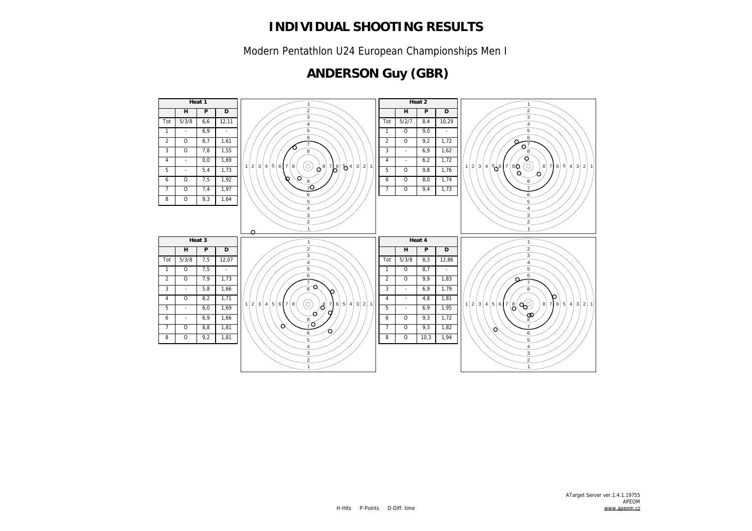# INDIVIDUAL SHOOTING RESULTS

Modern Pentathlon U24 European Championships Men I

## ANDERSON Guy (GBR)

| Heat 1 | | | |
|---|---|---|---|
| | H | P | D |
| Tot | 5/3/8 | 6,6 | 12,11 |
| 1 | - | 6,9 | - |
| 2 | O | 8,7 | 1,61 |
| 3 | O | 7,8 | 1,55 |
| 4 | - | 0,0 | 1,69 |
| 5 | - | 5,4 | 1,73 |
| 6 | O | 7,5 | 1,92 |
| 7 | O | 7,4 | 1,97 |
| 8 | O | 9,3 | 1,64 |

| Heat 2 | | | |
|---|---|---|---|
| | H | P | D |
| Tot | 5/2/7 | 8,4 | 10,29 |
| 1 | O | 9,0 | - |
| 2 | O | 9,2 | 1,72 |
| 3 | - | 6,9 | 1,62 |
| 4 | - | 6,2 | 1,72 |
| 5 | O | 9,8 | 1,76 |
| 6 | O | 8,0 | 1,74 |
| 7 | O | 9,4 | 1,73 |

| Heat 3 | | | |
|---|---|---|---|
| | H | P | D |
| Tot | 5/3/8 | 7,5 | 12,07 |
| 1 | O | 7,5 | - |
| 2 | O | 7,9 | 1,73 |
| 3 | - | 5,8 | 1,66 |
| 4 | O | 8,2 | 1,71 |
| 5 | - | 6,0 | 1,69 |
| 6 | - | 6,9 | 1,66 |
| 7 | O | 8,8 | 1,81 |
| 8 | O | 9,2 | 1,81 |

| Heat 4 | | | |
|---|---|---|---|
| | H | P | D |
| Tot | 5/3/8 | 8,3 | 12,86 |
| 1 | O | 8,7 | - |
| 2 | O | 9,9 | 1,83 |
| 3 | - | 6,9 | 1,79 |
| 4 | - | 4,8 | 1,81 |
| 5 | - | 6,9 | 1,95 |
| 6 | O | 9,3 | 1,72 |
| 7 | O | 9,3 | 1,82 |
| 8 | O | 10,3 | 1,94 |

H-Hits P-Points D-Diff. time

ATarget Server ver.1.4.1.19755
APEOM
www.apeom.cz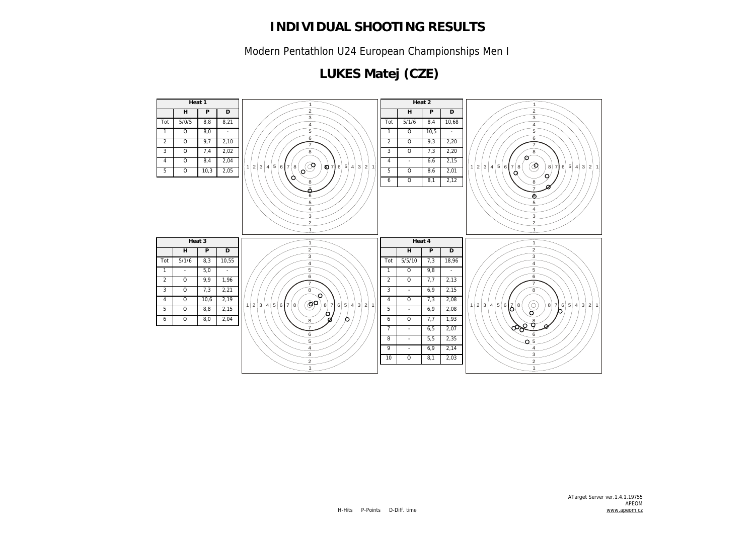# INDIVIDUAL SHOOTING RESULTS

Modern Pentathlon U24 European Championships Men I

## LUKES Matej (CZE)

**Heat 1**

| | H | P | D |
|---|---|---|---|
| Tot | 5/0/5 | 8,8 | 8,21 |
| 1 | O | 8,0 | - |
| 2 | O | 9,7 | 2,10 |
| 3 | O | 7,4 | 2,02 |
| 4 | O | 8,4 | 2,04 |
| 5 | O | 10,3 | 2,05 |

**Heat 2**

| | H | P | D |
|---|---|---|---|
| Tot | 5/1/6 | 8,4 | 10,68 |
| 1 | O | 10,5 | - |
| 2 | O | 9,3 | 2,20 |
| 3 | O | 7,3 | 2,20 |
| 4 | - | 6,6 | 2,15 |
| 5 | O | 8,6 | 2,01 |
| 6 | O | 8,1 | 2,12 |

**Heat 3**

| | H | P | D |
|---|---|---|---|
| Tot | 5/1/6 | 8,3 | 10,55 |
| 1 | - | 5,0 | - |
| 2 | O | 9,9 | 1,96 |
| 3 | O | 7,3 | 2,21 |
| 4 | O | 10,6 | 2,19 |
| 5 | O | 8,8 | 2,15 |
| 6 | O | 8,0 | 2,04 |

**Heat 4**

| | H | P | D |
|---|---|---|---|
| Tot | 5/5/10 | 7,3 | 18,96 |
| 1 | O | 9,8 | - |
| 2 | O | 7,7 | 2,13 |
| 3 | - | 6,9 | 2,15 |
| 4 | O | 7,3 | 2,08 |
| 5 | - | 6,9 | 2,08 |
| 6 | O | 7,7 | 1,93 |
| 7 | - | 6,5 | 2,07 |
| 8 | - | 5,5 | 2,35 |
| 9 | - | 6,9 | 2,14 |
| 10 | O | 8,1 | 2,03 |

H-Hits P-Points D-Diff. time

ATarget Server ver.1.4.1.19755
APEOM
www.apeom.cz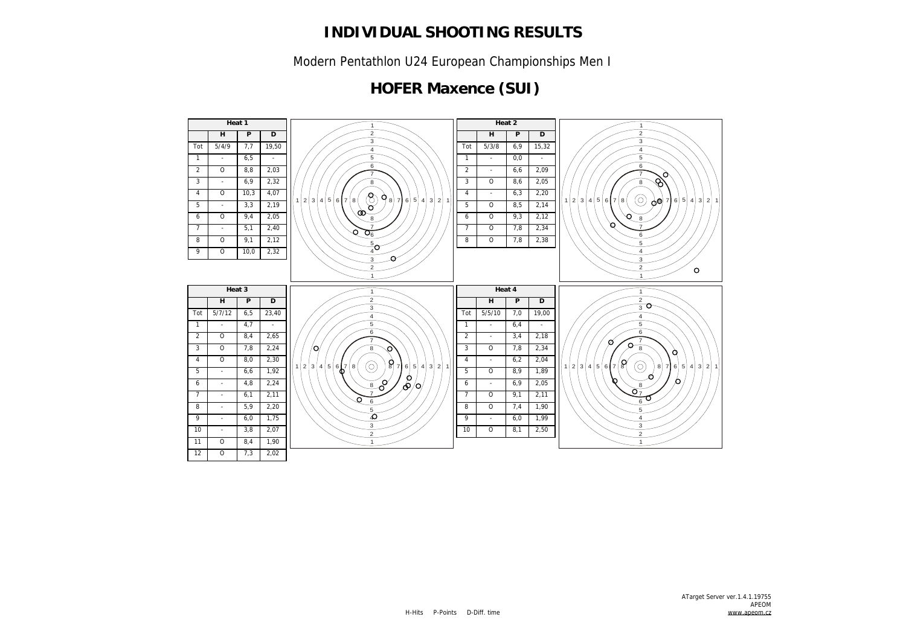# INDIVIDUAL SHOOTING RESULTS

Modern Pentathlon U24 European Championships Men I

## HOFER Maxence (SUI)

| Heat 1 | | | |
|---|---|---|---|
| | H | P | D |
| Tot | 5/4/9 | 7,7 | 19,50 |
| 1 | - | 6,5 | - |
| 2 | O | 8,8 | 2,03 |
| 3 | - | 6,9 | 2,32 |
| 4 | O | 10,3 | 4,07 |
| 5 | - | 3,3 | 2,19 |
| 6 | O | 9,4 | 2,05 |
| 7 | - | 5,1 | 2,40 |
| 8 | O | 9,1 | 2,12 |
| 9 | O | 10,0 | 2,32 |

| Heat 2 | | | |
|---|---|---|---|
| | H | P | D |
| Tot | 5/3/8 | 6,9 | 15,32 |
| 1 | - | 0,0 | - |
| 2 | - | 6,6 | 2,09 |
| 3 | O | 8,6 | 2,05 |
| 4 | - | 6,3 | 2,20 |
| 5 | O | 8,5 | 2,14 |
| 6 | O | 9,3 | 2,12 |
| 7 | O | 7,8 | 2,34 |
| 8 | O | 7,8 | 2,38 |

| Heat 3 | | | |
|---|---|---|---|
| | H | P | D |
| Tot | 5/7/12 | 6,5 | 23,40 |
| 1 | - | 4,7 | - |
| 2 | O | 8,4 | 2,65 |
| 3 | O | 7,8 | 2,24 |
| 4 | O | 8,0 | 2,30 |
| 5 | - | 6,6 | 1,92 |
| 6 | - | 4,8 | 2,24 |
| 7 | - | 6,1 | 2,11 |
| 8 | - | 5,9 | 2,20 |
| 9 | - | 6,0 | 1,75 |
| 10 | - | 3,8 | 2,07 |
| 11 | O | 8,4 | 1,90 |
| 12 | O | 7,3 | 2,02 |

| Heat 4 | | | |
|---|---|---|---|
| | H | P | D |
| Tot | 5/5/10 | 7,0 | 19,00 |
| 1 | - | 6,4 | - |
| 2 | - | 3,4 | 2,18 |
| 3 | O | 7,8 | 2,34 |
| 4 | - | 6,2 | 2,04 |
| 5 | O | 8,9 | 1,89 |
| 6 | - | 6,9 | 2,05 |
| 7 | O | 9,1 | 2,11 |
| 8 | O | 7,4 | 1,90 |
| 9 | - | 6,0 | 1,99 |
| 10 | O | 8,1 | 2,50 |

H-Hits P-Points D-Diff. time

ATarget Server ver.1.4.1.19755
APEOM
www.apeom.cz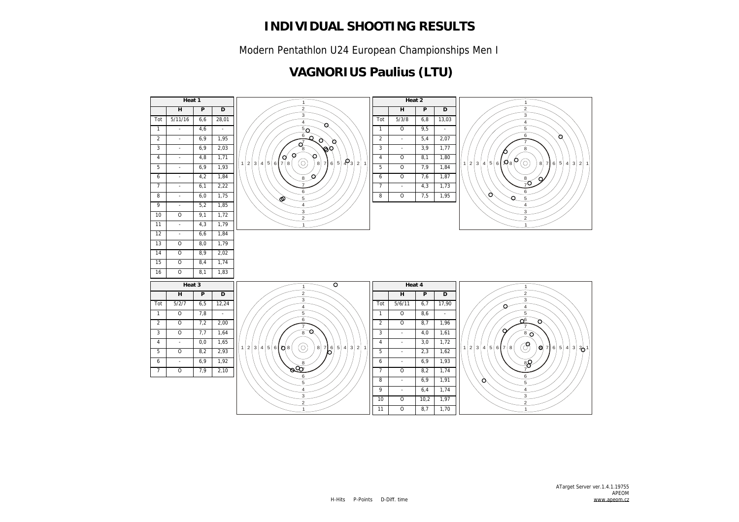# INDIVIDUAL SHOOTING RESULTS

Modern Pentathlon U24 European Championships Men I

## VAGNORIUS Paulius (LTU)

| Heat 1 | | | |
|---|---|---|---|
| | H | P | D |
| Tot | 5/11/16 | 6,6 | 28,01 |
| 1 | - | 4,6 | - |
| 2 | - | 6,9 | 1,95 |
| 3 | - | 6,9 | 2,03 |
| 4 | - | 4,8 | 1,71 |
| 5 | - | 6,9 | 1,93 |
| 6 | - | 4,2 | 1,84 |
| 7 | - | 6,1 | 2,22 |
| 8 | - | 6,0 | 1,75 |
| 9 | - | 5,2 | 1,85 |
| 10 | O | 9,1 | 1,72 |
| 11 | - | 4,3 | 1,79 |
| 12 | - | 6,6 | 1,84 |
| 13 | O | 8,0 | 1,79 |
| 14 | O | 8,9 | 2,02 |
| 15 | O | 8,4 | 1,74 |
| 16 | O | 8,1 | 1,83 |

| Heat 2 | | | |
|---|---|---|---|
| | H | P | D |
| Tot | 5/3/8 | 6,8 | 13,03 |
| 1 | O | 9,5 | - |
| 2 | - | 5,4 | 2,07 |
| 3 | - | 3,9 | 1,77 |
| 4 | O | 8,1 | 1,80 |
| 5 | O | 7,9 | 1,84 |
| 6 | O | 7,6 | 1,87 |
| 7 | - | 4,3 | 1,73 |
| 8 | O | 7,5 | 1,95 |

| Heat 3 | | | |
|---|---|---|---|
| | H | P | D |
| Tot | 5/2/7 | 6,5 | 12,24 |
| 1 | O | 7,8 | - |
| 2 | O | 7,2 | 2,00 |
| 3 | O | 7,7 | 1,64 |
| 4 | - | 0,0 | 1,65 |
| 5 | O | 8,2 | 2,93 |
| 6 | - | 6,9 | 1,92 |
| 7 | O | 7,9 | 2,10 |

| Heat 4 | | | |
|---|---|---|---|
| | H | P | D |
| Tot | 5/6/11 | 6,7 | 17,90 |
| 1 | O | 8,6 | - |
| 2 | O | 8,7 | 1,96 |
| 3 | - | 4,0 | 1,61 |
| 4 | - | 3,0 | 1,72 |
| 5 | - | 2,3 | 1,62 |
| 6 | - | 6,9 | 1,93 |
| 7 | O | 8,2 | 1,74 |
| 8 | - | 6,9 | 1,91 |
| 9 | - | 6,4 | 1,74 |
| 10 | O | 10,2 | 1,97 |
| 11 | O | 8,7 | 1,70 |

H-Hits P-Points D-Diff. time

ATarget Server ver.1.4.1.19755
APEOM
www.apeom.cz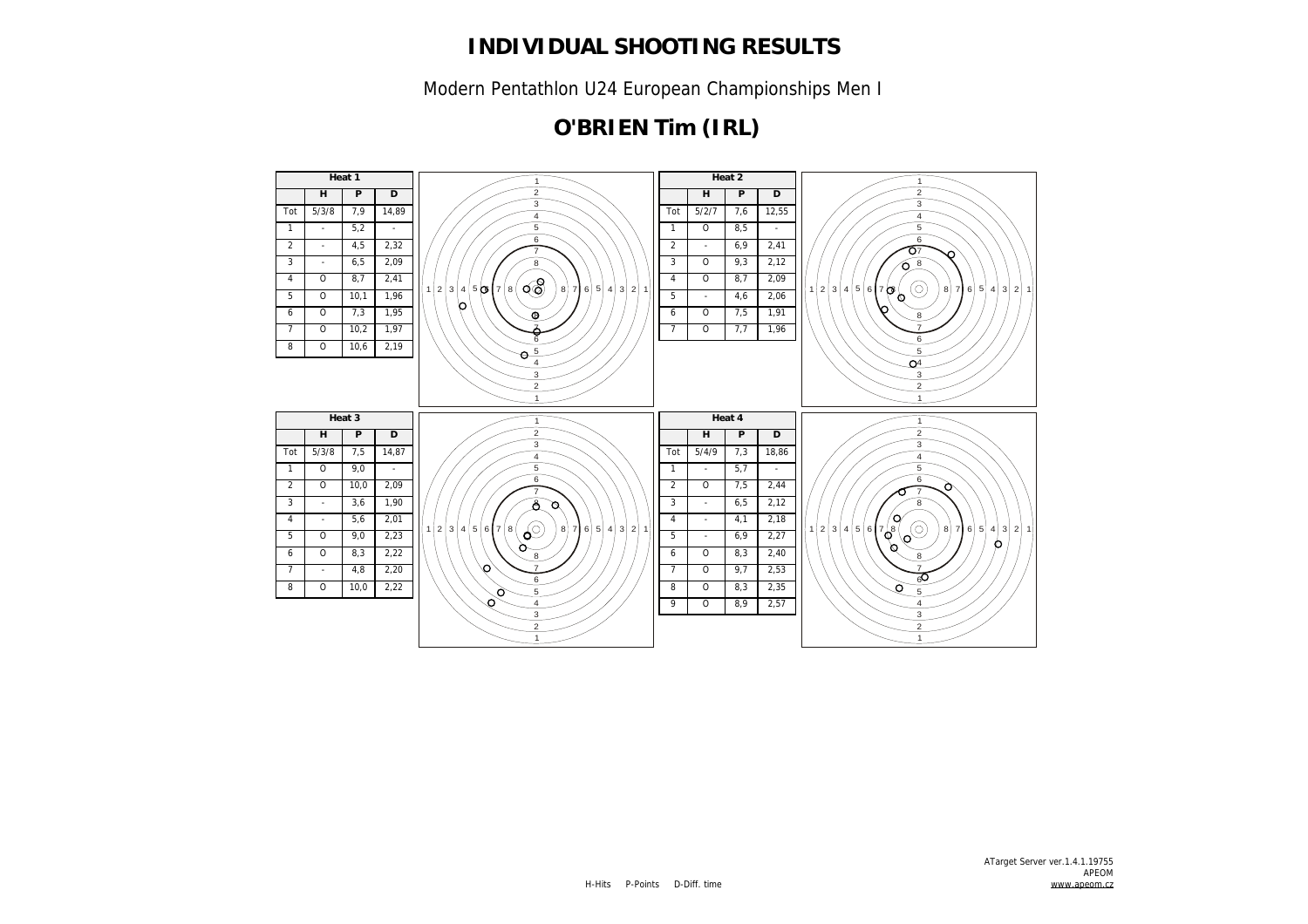# INDIVIDUAL SHOOTING RESULTS

Modern Pentathlon U24 European Championships Men I

## O'BRIEN Tim (IRL)

**Heat 1**

| | H | P | D |
|---|---|---|---|
| Tot | 5/3/8 | 7,9 | 14,89 |
| 1 | - | 5,2 | - |
| 2 | - | 4,5 | 2,32 |
| 3 | - | 6,5 | 2,09 |
| 4 | O | 8,7 | 2,41 |
| 5 | O | 10,1 | 1,96 |
| 6 | O | 7,3 | 1,95 |
| 7 | O | 10,2 | 1,97 |
| 8 | O | 10,6 | 2,19 |

**Heat 2**

| | H | P | D |
|---|---|---|---|
| Tot | 5/2/7 | 7,6 | 12,55 |
| 1 | O | 8,5 | - |
| 2 | - | 6,9 | 2,41 |
| 3 | O | 9,3 | 2,12 |
| 4 | O | 8,7 | 2,09 |
| 5 | - | 4,6 | 2,06 |
| 6 | O | 7,5 | 1,91 |
| 7 | O | 7,7 | 1,96 |

**Heat 3**

| | H | P | D |
|---|---|---|---|
| Tot | 5/3/8 | 7,5 | 14,87 |
| 1 | O | 9,0 | - |
| 2 | O | 10,0 | 2,09 |
| 3 | - | 3,6 | 1,90 |
| 4 | - | 5,6 | 2,01 |
| 5 | O | 9,0 | 2,23 |
| 6 | O | 8,3 | 2,22 |
| 7 | - | 4,8 | 2,20 |
| 8 | O | 10,0 | 2,22 |

**Heat 4**

| | H | P | D |
|---|---|---|---|
| Tot | 5/4/9 | 7,3 | 18,86 |
| 1 | - | 5,7 | - |
| 2 | O | 7,5 | 2,44 |
| 3 | - | 6,5 | 2,12 |
| 4 | - | 4,1 | 2,18 |
| 5 | - | 6,9 | 2,27 |
| 6 | O | 8,3 | 2,40 |
| 7 | O | 9,7 | 2,53 |
| 8 | O | 8,3 | 2,35 |
| 9 | O | 8,9 | 2,57 |

H-Hits P-Points D-Diff. time

ATarget Server ver.1.4.1.19755
APEOM
www.apeom.cz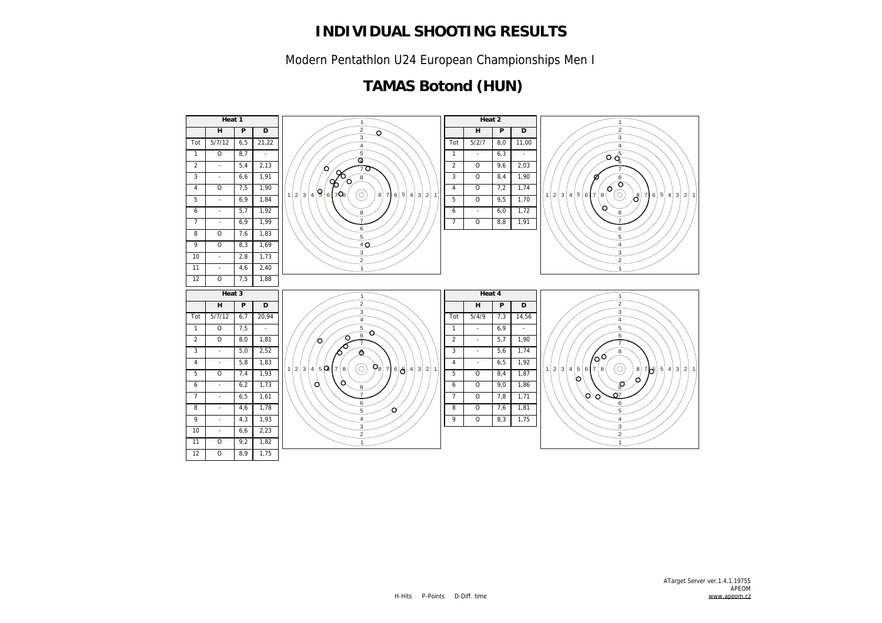# INDIVIDUAL SHOOTING RESULTS

Modern Pentathlon U24 European Championships Men I

## TAMAS Botond (HUN)

| Heat 1 | H | P | D |
|---|---|---|---|
| Tot | 5/7/12 | 6,5 | 21,22 |
| 1 | O | 8,7 | - |
| 2 | - | 5,4 | 2,13 |
| 3 | - | 6,6 | 1,91 |
| 4 | O | 7,5 | 1,90 |
| 5 | - | 6,9 | 1,84 |
| 6 | - | 5,7 | 1,92 |
| 7 | - | 6,9 | 1,99 |
| 8 | O | 7,6 | 1,83 |
| 9 | O | 8,3 | 1,69 |
| 10 | - | 2,8 | 1,73 |
| 11 | - | 4,6 | 2,40 |
| 12 | O | 7,5 | 1,88 |

| Heat 2 | H | P | D |
|---|---|---|---|
| Tot | 5/2/7 | 8,0 | 11,00 |
| 1 | - | 6,3 | - |
| 2 | O | 9,6 | 2,03 |
| 3 | O | 8,4 | 1,90 |
| 4 | O | 7,2 | 1,74 |
| 5 | O | 9,5 | 1,70 |
| 6 | - | 6,0 | 1,72 |
| 7 | O | 8,8 | 1,91 |

| Heat 3 | H | P | D |
|---|---|---|---|
| Tot | 5/7/12 | 6,7 | 20,94 |
| 1 | O | 7,5 | - |
| 2 | O | 8,0 | 1,81 |
| 3 | - | 5,0 | 2,52 |
| 4 | - | 5,8 | 1,83 |
| 5 | O | 7,4 | 1,93 |
| 6 | - | 6,2 | 1,73 |
| 7 | - | 6,5 | 1,61 |
| 8 | - | 4,6 | 1,78 |
| 9 | - | 4,3 | 1,93 |
| 10 | - | 6,6 | 2,23 |
| 11 | O | 9,2 | 1,82 |
| 12 | O | 8,9 | 1,75 |

| Heat 4 | H | P | D |
|---|---|---|---|
| Tot | 5/4/9 | 7,3 | 14,56 |
| 1 | - | 6,9 | - |
| 2 | - | 5,7 | 1,90 |
| 3 | - | 5,6 | 1,74 |
| 4 | - | 6,5 | 1,92 |
| 5 | O | 8,4 | 1,87 |
| 6 | O | 9,0 | 1,86 |
| 7 | O | 7,8 | 1,71 |
| 8 | O | 7,6 | 1,81 |
| 9 | O | 8,3 | 1,75 |

H-Hits P-Points D-Diff. time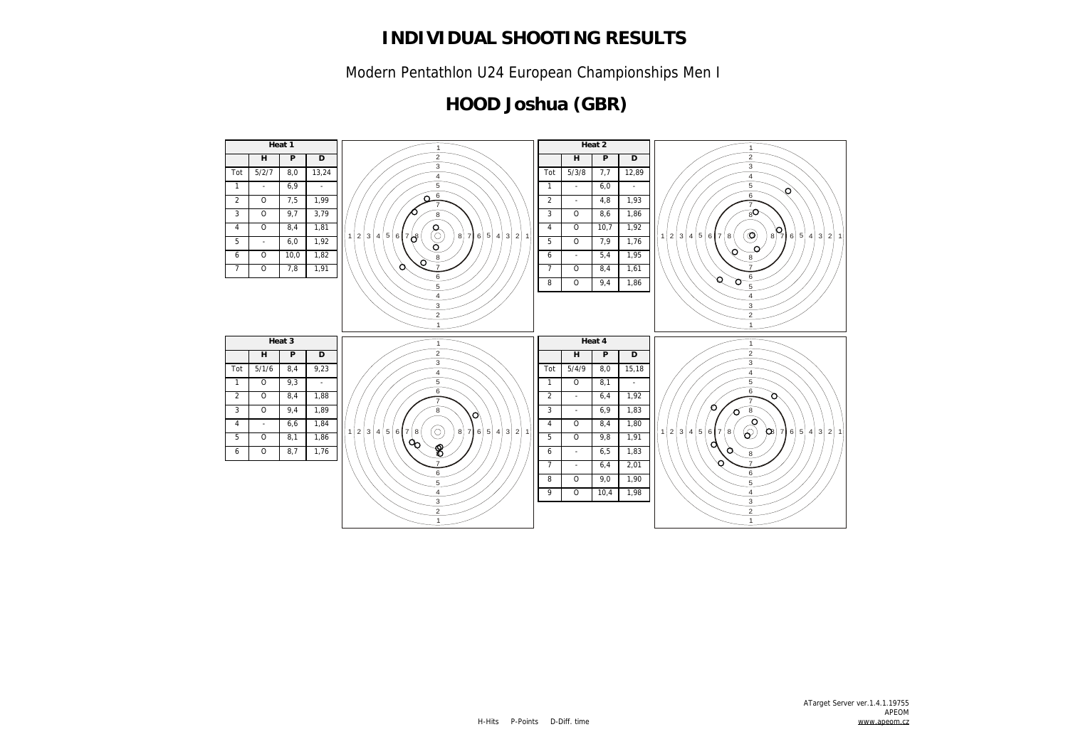# INDIVIDUAL SHOOTING RESULTS

Modern Pentathlon U24 European Championships Men I

## HOOD Joshua (GBR)

**Heat 1**

| | H | P | D |
|---|---|---|---|
| Tot | 5/2/7 | 8,0 | 13,24 |
| 1 | - | 6,9 | - |
| 2 | O | 7,5 | 1,99 |
| 3 | O | 9,7 | 3,79 |
| 4 | O | 8,4 | 1,81 |
| 5 | - | 6,0 | 1,92 |
| 6 | O | 10,0 | 1,82 |
| 7 | O | 7,8 | 1,91 |

**Heat 2**

| | H | P | D |
|---|---|---|---|
| Tot | 5/3/8 | 7,7 | 12,89 |
| 1 | - | 6,0 | - |
| 2 | - | 4,8 | 1,93 |
| 3 | O | 8,6 | 1,86 |
| 4 | O | 10,7 | 1,92 |
| 5 | O | 7,9 | 1,76 |
| 6 | - | 5,4 | 1,95 |
| 7 | O | 8,4 | 1,61 |
| 8 | O | 9,4 | 1,86 |

**Heat 3**

| | H | P | D |
|---|---|---|---|
| Tot | 5/1/6 | 8,4 | 9,23 |
| 1 | O | 9,3 | - |
| 2 | O | 8,4 | 1,88 |
| 3 | O | 9,4 | 1,89 |
| 4 | - | 6,6 | 1,84 |
| 5 | O | 8,1 | 1,86 |
| 6 | O | 8,7 | 1,76 |

**Heat 4**

| | H | P | D |
|---|---|---|---|
| Tot | 5/4/9 | 8,0 | 15,18 |
| 1 | O | 8,1 | - |
| 2 | - | 6,4 | 1,92 |
| 3 | - | 6,9 | 1,83 |
| 4 | O | 8,4 | 1,80 |
| 5 | O | 9,8 | 1,91 |
| 6 | - | 6,5 | 1,83 |
| 7 | - | 6,4 | 2,01 |
| 8 | O | 9,0 | 1,90 |
| 9 | O | 10,4 | 1,98 |

H-Hits P-Points D-Diff. time

ATarget Server ver.1.4.1.19755
APEOM
www.apeom.cz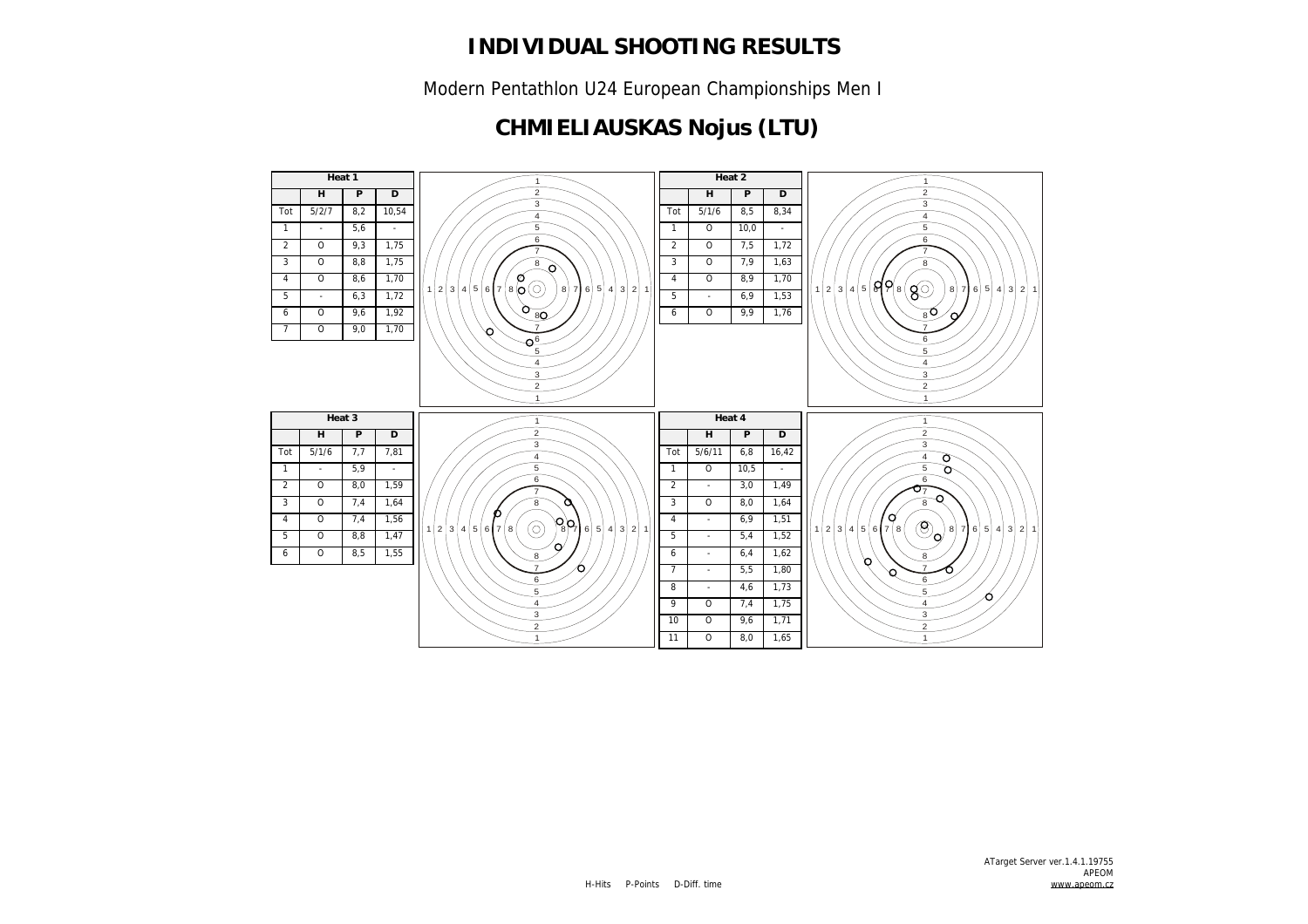# INDIVIDUAL SHOOTING RESULTS

Modern Pentathlon U24 European Championships Men I

## CHMIELIAUSKAS Nojus (LTU)

| Heat 1 | | | |
|---|---|---|---|
| | H | P | D |
| Tot | 5/2/7 | 8,2 | 10,54 |
| 1 | - | 5,6 | - |
| 2 | O | 9,3 | 1,75 |
| 3 | O | 8,8 | 1,75 |
| 4 | O | 8,6 | 1,70 |
| 5 | - | 6,3 | 1,72 |
| 6 | O | 9,6 | 1,92 |
| 7 | O | 9,0 | 1,70 |

| Heat 2 | | | |
|---|---|---|---|
| | H | P | D |
| Tot | 5/1/6 | 8,5 | 8,34 |
| 1 | O | 10,0 | - |
| 2 | O | 7,5 | 1,72 |
| 3 | O | 7,9 | 1,63 |
| 4 | O | 8,9 | 1,70 |
| 5 | - | 6,9 | 1,53 |
| 6 | O | 9,9 | 1,76 |

| Heat 3 | | | |
|---|---|---|---|
| | H | P | D |
| Tot | 5/1/6 | 7,7 | 7,81 |
| 1 | - | 5,9 | - |
| 2 | O | 8,0 | 1,59 |
| 3 | O | 7,4 | 1,64 |
| 4 | O | 7,4 | 1,56 |
| 5 | O | 8,8 | 1,47 |
| 6 | O | 8,5 | 1,55 |

| Heat 4 | | | |
|---|---|---|---|
| | H | P | D |
| Tot | 5/6/11 | 6,8 | 16,42 |
| 1 | O | 10,5 | - |
| 2 | - | 3,0 | 1,49 |
| 3 | O | 8,0 | 1,64 |
| 4 | - | 6,9 | 1,51 |
| 5 | - | 5,4 | 1,52 |
| 6 | - | 6,4 | 1,62 |
| 7 | - | 5,5 | 1,80 |
| 8 | - | 4,6 | 1,73 |
| 9 | O | 7,4 | 1,75 |
| 10 | O | 9,6 | 1,71 |
| 11 | O | 8,0 | 1,65 |

H-Hits P-Points D-Diff. time

ATarget Server ver.1.4.1.19755
APEOM
www.apeom.cz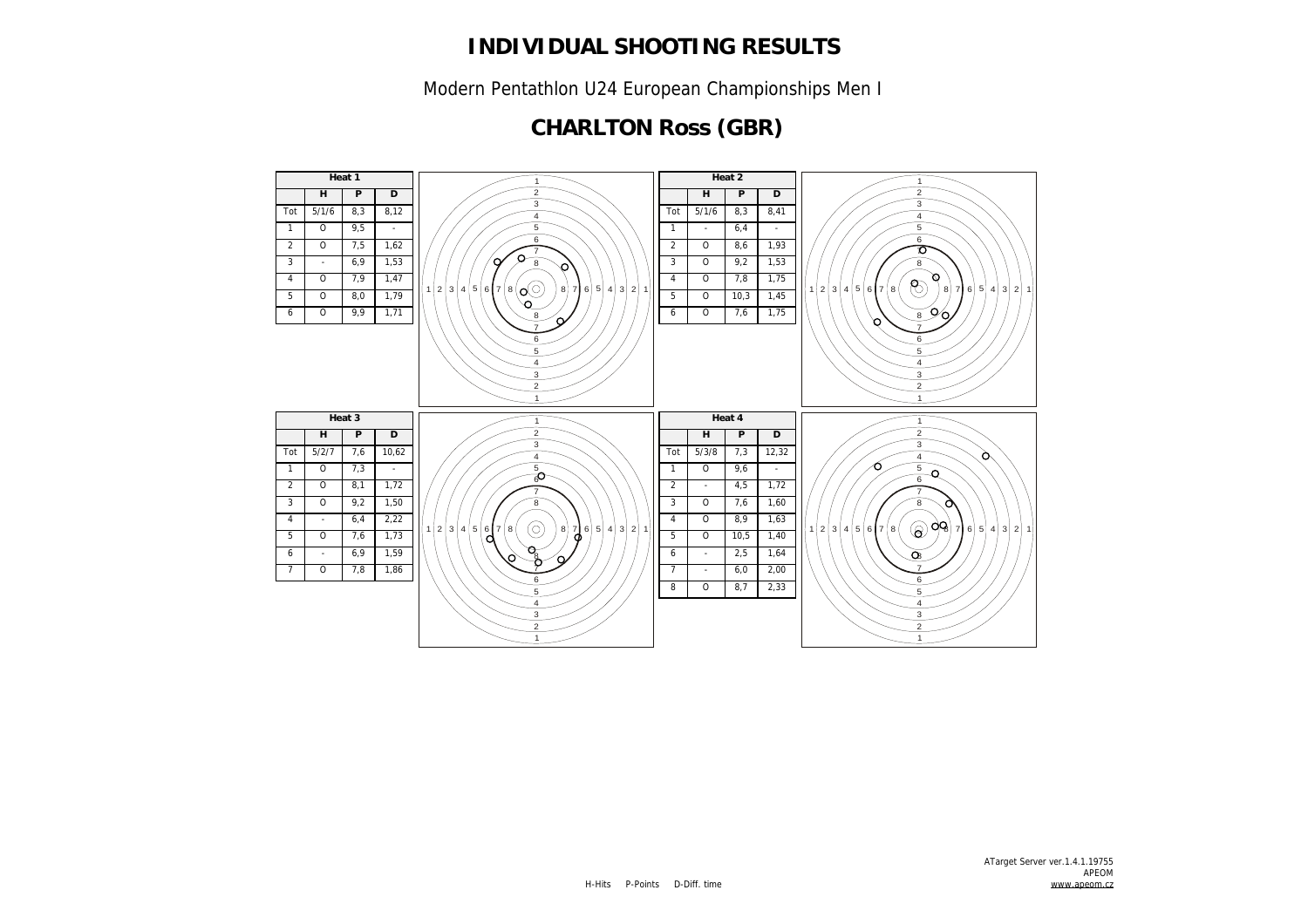# INDIVIDUAL SHOOTING RESULTS

Modern Pentathlon U24 European Championships Men I

## CHARLTON Ross (GBR)

| Heat 1 | | | |
|---|---|---|---|
| | H | P | D |
| Tot | 5/1/6 | 8,3 | 8,12 |
| 1 | O | 9,5 | - |
| 2 | O | 7,5 | 1,62 |
| 3 | - | 6,9 | 1,53 |
| 4 | O | 7,9 | 1,47 |
| 5 | O | 8,0 | 1,79 |
| 6 | O | 9,9 | 1,71 |

| Heat 2 | | | |
|---|---|---|---|
| | H | P | D |
| Tot | 5/1/6 | 8,3 | 8,41 |
| 1 | - | 6,4 | - |
| 2 | O | 8,6 | 1,93 |
| 3 | O | 9,2 | 1,53 |
| 4 | O | 7,8 | 1,75 |
| 5 | O | 10,3 | 1,45 |
| 6 | O | 7,6 | 1,75 |

| Heat 3 | | | |
|---|---|---|---|
| | H | P | D |
| Tot | 5/2/7 | 7,6 | 10,62 |
| 1 | O | 7,3 | - |
| 2 | O | 8,1 | 1,72 |
| 3 | O | 9,2 | 1,50 |
| 4 | - | 6,4 | 2,22 |
| 5 | O | 7,6 | 1,73 |
| 6 | - | 6,9 | 1,59 |
| 7 | O | 7,8 | 1,86 |

| Heat 4 | | | |
|---|---|---|---|
| | H | P | D |
| Tot | 5/3/8 | 7,3 | 12,32 |
| 1 | O | 9,6 | - |
| 2 | - | 4,5 | 1,72 |
| 3 | O | 7,6 | 1,60 |
| 4 | O | 8,9 | 1,63 |
| 5 | O | 10,5 | 1,40 |
| 6 | - | 2,5 | 1,64 |
| 7 | - | 6,0 | 2,00 |
| 8 | O | 8,7 | 2,33 |

H-Hits P-Points D-Diff. time

ATarget Server ver.1.4.1.19755
APEOM
www.apeom.cz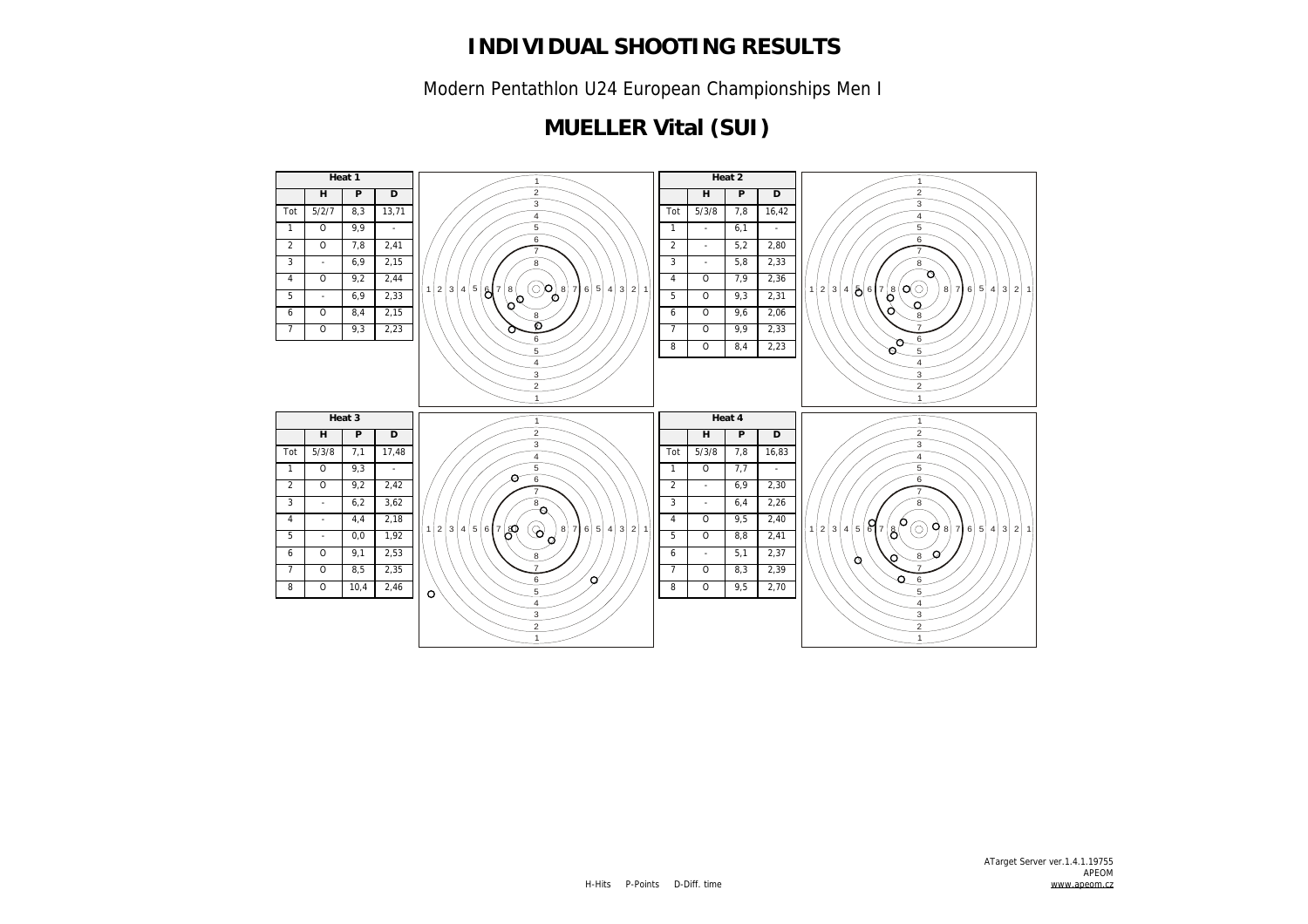# INDIVIDUAL SHOOTING RESULTS

Modern Pentathlon U24 European Championships Men I

## MUELLER Vital (SUI)

| Heat 1 | | | |
|---|---|---|---|
| | H | P | D |
| Tot | 5/2/7 | 8,3 | 13,71 |
| 1 | O | 9,9 | - |
| 2 | O | 7,8 | 2,41 |
| 3 | - | 6,9 | 2,15 |
| 4 | O | 9,2 | 2,44 |
| 5 | - | 6,9 | 2,33 |
| 6 | O | 8,4 | 2,15 |
| 7 | O | 9,3 | 2,23 |

| Heat 2 | | | |
|---|---|---|---|
| | H | P | D |
| Tot | 5/3/8 | 7,8 | 16,42 |
| 1 | - | 6,1 | - |
| 2 | - | 5,2 | 2,80 |
| 3 | - | 5,8 | 2,33 |
| 4 | O | 7,9 | 2,36 |
| 5 | O | 9,3 | 2,31 |
| 6 | O | 9,6 | 2,06 |
| 7 | O | 9,9 | 2,33 |
| 8 | O | 8,4 | 2,23 |

| Heat 3 | | | |
|---|---|---|---|
| | H | P | D |
| Tot | 5/3/8 | 7,1 | 17,48 |
| 1 | O | 9,3 | - |
| 2 | O | 9,2 | 2,42 |
| 3 | - | 6,2 | 3,62 |
| 4 | - | 4,4 | 2,18 |
| 5 | - | 0,0 | 1,92 |
| 6 | O | 9,1 | 2,53 |
| 7 | O | 8,5 | 2,35 |
| 8 | O | 10,4 | 2,46 |

| Heat 4 | | | |
|---|---|---|---|
| | H | P | D |
| Tot | 5/3/8 | 7,8 | 16,83 |
| 1 | O | 7,7 | - |
| 2 | - | 6,9 | 2,30 |
| 3 | - | 6,4 | 2,26 |
| 4 | O | 9,5 | 2,40 |
| 5 | O | 8,8 | 2,41 |
| 6 | - | 5,1 | 2,37 |
| 7 | O | 8,3 | 2,39 |
| 8 | O | 9,5 | 2,70 |

H-Hits P-Points D-Diff. time

ATarget Server ver.1.4.1.19755
APEOM
www.apeom.cz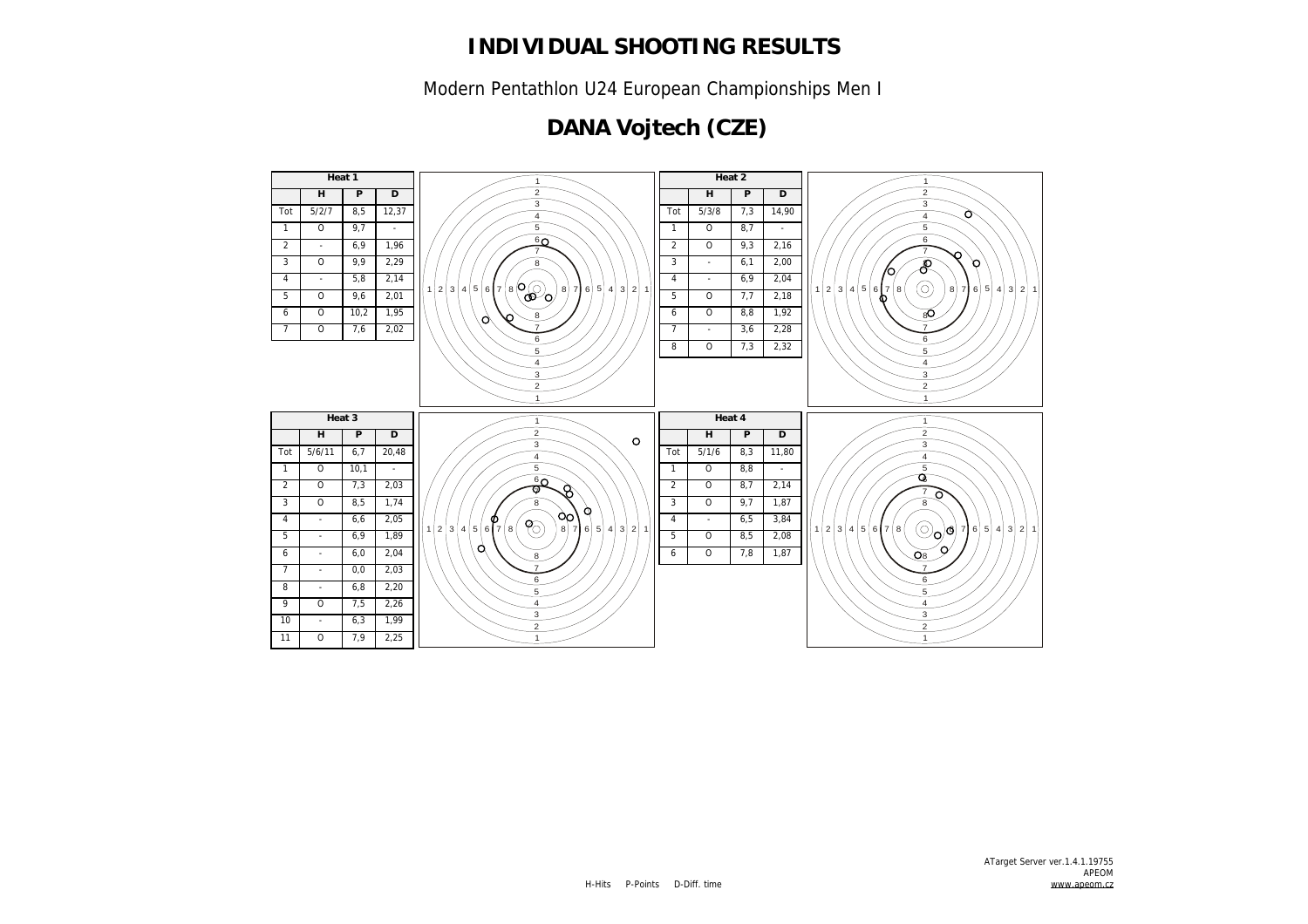# INDIVIDUAL SHOOTING RESULTS

Modern Pentathlon U24 European Championships Men I

## DANA Vojtech (CZE)

**Heat 1**

| | H | P | D |
|---|---|---|---|
| Tot | 5/2/7 | 8,5 | 12,37 |
| 1 | O | 9,7 | - |
| 2 | - | 6,9 | 1,96 |
| 3 | O | 9,9 | 2,29 |
| 4 | - | 5,8 | 2,14 |
| 5 | O | 9,6 | 2,01 |
| 6 | O | 10,2 | 1,95 |
| 7 | O | 7,6 | 2,02 |

**Heat 2**

| | H | P | D |
|---|---|---|---|
| Tot | 5/3/8 | 7,3 | 14,90 |
| 1 | O | 8,7 | - |
| 2 | O | 9,3 | 2,16 |
| 3 | - | 6,1 | 2,00 |
| 4 | - | 6,9 | 2,04 |
| 5 | O | 7,7 | 2,18 |
| 6 | O | 8,8 | 1,92 |
| 7 | - | 3,6 | 2,28 |
| 8 | O | 7,3 | 2,32 |

**Heat 3**

| | H | P | D |
|---|---|---|---|
| Tot | 5/6/11 | 6,7 | 20,48 |
| 1 | O | 10,1 | - |
| 2 | O | 7,3 | 2,03 |
| 3 | O | 8,5 | 1,74 |
| 4 | - | 6,6 | 2,05 |
| 5 | - | 6,9 | 1,89 |
| 6 | - | 6,0 | 2,04 |
| 7 | - | 0,0 | 2,03 |
| 8 | - | 6,8 | 2,20 |
| 9 | O | 7,5 | 2,26 |
| 10 | - | 6,3 | 1,99 |
| 11 | O | 7,9 | 2,25 |

**Heat 4**

| | H | P | D |
|---|---|---|---|
| Tot | 5/1/6 | 8,3 | 11,80 |
| 1 | O | 8,8 | - |
| 2 | O | 8,7 | 2,14 |
| 3 | O | 9,7 | 1,87 |
| 4 | - | 6,5 | 3,84 |
| 5 | O | 8,5 | 2,08 |
| 6 | O | 7,8 | 1,87 |

H-Hits P-Points D-Diff. time

ATarget Server ver.1.4.1.19755
APEOM
www.apeom.cz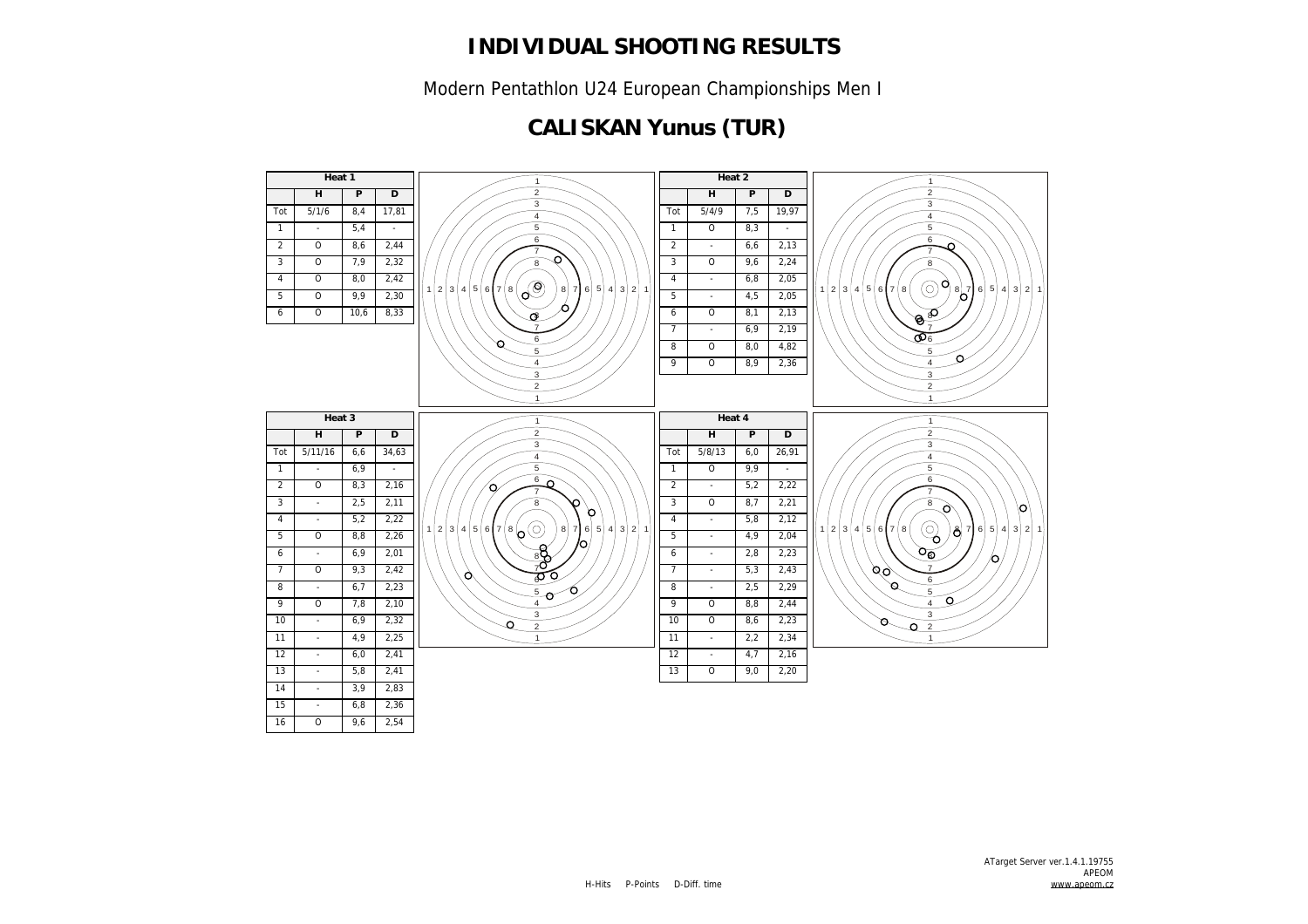# INDIVIDUAL SHOOTING RESULTS

Modern Pentathlon U24 European Championships Men I

## CALISKAN Yunus (TUR)

| Heat 1 | | | |
|---|---|---|---|
| | H | P | D |
| Tot | 5/1/6 | 8,4 | 17,81 |
| 1 | - | 5,4 | - |
| 2 | O | 8,6 | 2,44 |
| 3 | O | 7,9 | 2,32 |
| 4 | O | 8,0 | 2,42 |
| 5 | O | 9,9 | 2,30 |
| 6 | O | 10,6 | 8,33 |

| Heat 2 | | | |
|---|---|---|---|
| | H | P | D |
| Tot | 5/4/9 | 7,5 | 19,97 |
| 1 | O | 8,3 | - |
| 2 | - | 6,6 | 2,13 |
| 3 | O | 9,6 | 2,24 |
| 4 | - | 6,8 | 2,05 |
| 5 | - | 4,5 | 2,05 |
| 6 | O | 8,1 | 2,13 |
| 7 | - | 6,9 | 2,19 |
| 8 | O | 8,0 | 4,82 |
| 9 | O | 8,9 | 2,36 |

| Heat 3 | | | |
|---|---|---|---|
| | H | P | D |
| Tot | 5/11/16 | 6,6 | 34,63 |
| 1 | - | 6,9 | - |
| 2 | O | 8,3 | 2,16 |
| 3 | - | 2,5 | 2,11 |
| 4 | - | 5,2 | 2,22 |
| 5 | O | 8,8 | 2,26 |
| 6 | - | 6,9 | 2,01 |
| 7 | O | 9,3 | 2,42 |
| 8 | - | 6,7 | 2,23 |
| 9 | O | 7,8 | 2,10 |
| 10 | - | 6,9 | 2,32 |
| 11 | - | 4,9 | 2,25 |
| 12 | - | 6,0 | 2,41 |
| 13 | - | 5,8 | 2,41 |
| 14 | - | 3,9 | 2,83 |
| 15 | - | 6,8 | 2,36 |
| 16 | O | 9,6 | 2,54 |

| Heat 4 | | | |
|---|---|---|---|
| | H | P | D |
| Tot | 5/8/13 | 6,0 | 26,91 |
| 1 | O | 9,9 | - |
| 2 | - | 5,2 | 2,22 |
| 3 | O | 8,7 | 2,21 |
| 4 | - | 5,8 | 2,12 |
| 5 | - | 4,9 | 2,04 |
| 6 | - | 2,8 | 2,23 |
| 7 | - | 5,3 | 2,43 |
| 8 | - | 2,5 | 2,29 |
| 9 | O | 8,8 | 2,44 |
| 10 | O | 8,6 | 2,23 |
| 11 | - | 2,2 | 2,34 |
| 12 | - | 4,7 | 2,16 |
| 13 | O | 9,0 | 2,20 |

H-Hits P-Points D-Diff. time

ATarget Server ver.1.4.1.19755
APEOM
www.apeom.cz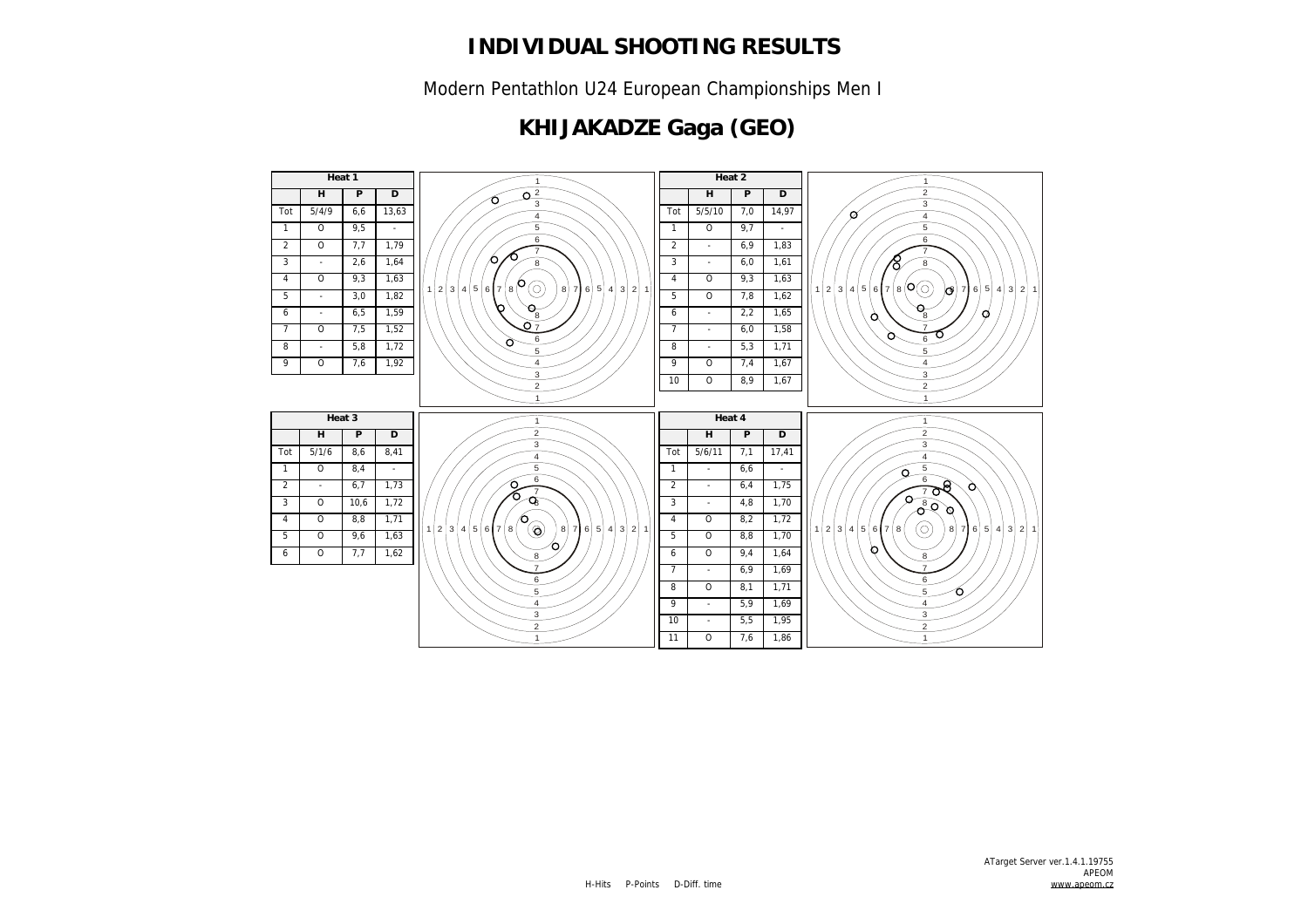# INDIVIDUAL SHOOTING RESULTS

Modern Pentathlon U24 European Championships Men I

## KHIJAKADZE Gaga (GEO)

**Heat 1**

| | H | P | D |
|---|---|---|---|
| Tot | 5/4/9 | 6,6 | 13,63 |
| 1 | O | 9,5 | - |
| 2 | O | 7,7 | 1,79 |
| 3 | - | 2,6 | 1,64 |
| 4 | O | 9,3 | 1,63 |
| 5 | - | 3,0 | 1,82 |
| 6 | - | 6,5 | 1,59 |
| 7 | O | 7,5 | 1,52 |
| 8 | - | 5,8 | 1,72 |
| 9 | O | 7,6 | 1,92 |

**Heat 2**

| | H | P | D |
|---|---|---|---|
| Tot | 5/5/10 | 7,0 | 14,97 |
| 1 | O | 9,7 | - |
| 2 | - | 6,9 | 1,83 |
| 3 | - | 6,0 | 1,61 |
| 4 | O | 9,3 | 1,63 |
| 5 | O | 7,8 | 1,62 |
| 6 | - | 2,2 | 1,65 |
| 7 | - | 6,0 | 1,58 |
| 8 | - | 5,3 | 1,71 |
| 9 | O | 7,4 | 1,67 |
| 10 | O | 8,9 | 1,67 |

**Heat 3**

| | H | P | D |
|---|---|---|---|
| Tot | 5/1/6 | 8,6 | 8,41 |
| 1 | O | 8,4 | - |
| 2 | - | 6,7 | 1,73 |
| 3 | O | 10,6 | 1,72 |
| 4 | O | 8,8 | 1,71 |
| 5 | O | 9,6 | 1,63 |
| 6 | O | 7,7 | 1,62 |

**Heat 4**

| | H | P | D |
|---|---|---|---|
| Tot | 5/6/11 | 7,1 | 17,41 |
| 1 | - | 6,6 | - |
| 2 | - | 6,4 | 1,75 |
| 3 | - | 4,8 | 1,70 |
| 4 | O | 8,2 | 1,72 |
| 5 | O | 8,8 | 1,70 |
| 6 | O | 9,4 | 1,64 |
| 7 | - | 6,9 | 1,69 |
| 8 | O | 8,1 | 1,71 |
| 9 | - | 5,9 | 1,69 |
| 10 | - | 5,5 | 1,95 |
| 11 | O | 7,6 | 1,86 |

H-Hits P-Points D-Diff. time

ATarget Server ver.1.4.1.19755
APEOM
www.apeom.cz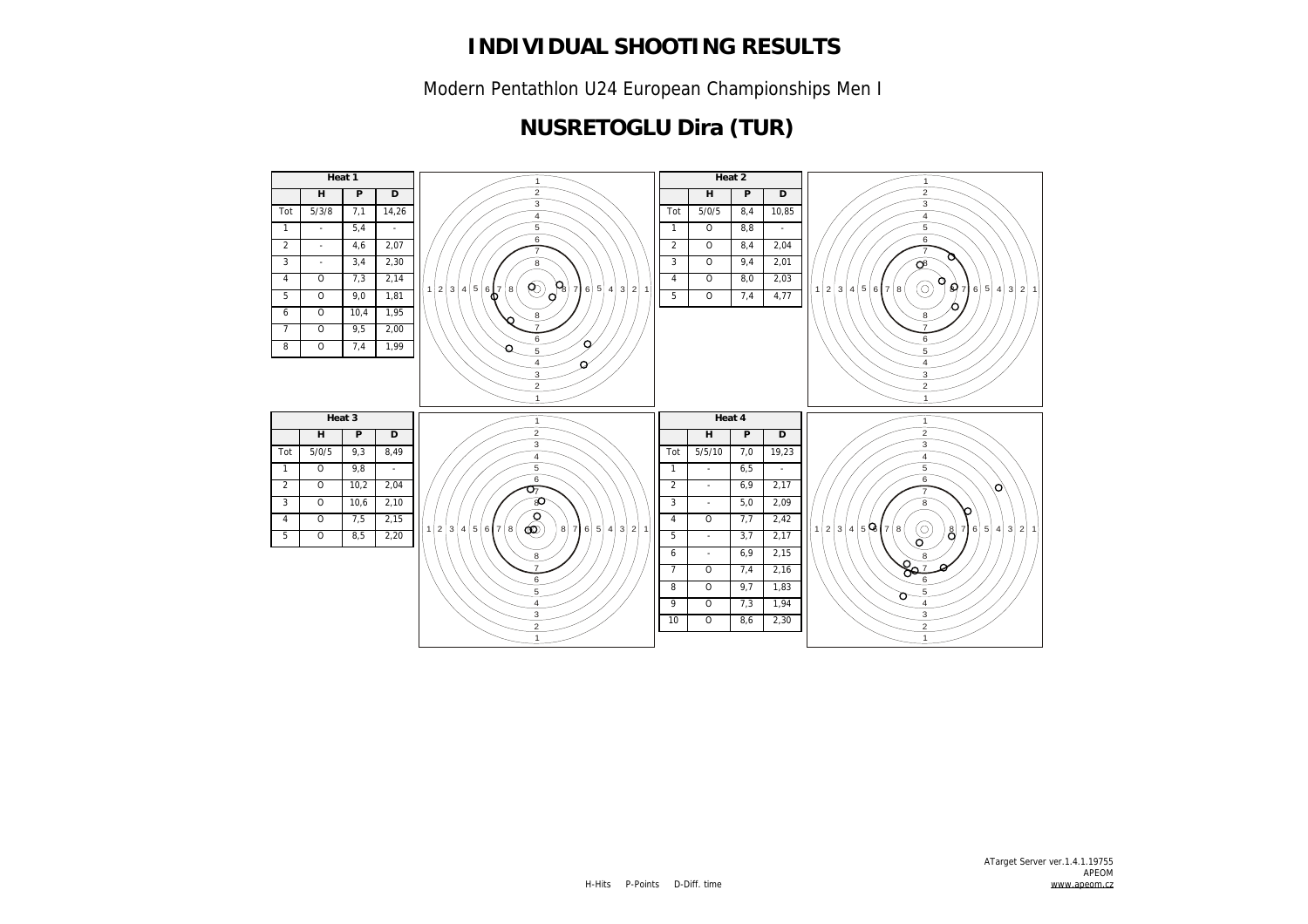# INDIVIDUAL SHOOTING RESULTS

Modern Pentathlon U24 European Championships Men I

## NUSRETOGLU Dira (TUR)

| Heat 1 | | | |
|---|---|---|---|
| | H | P | D |
| Tot | 5/3/8 | 7,1 | 14,26 |
| 1 | - | 5,4 | - |
| 2 | - | 4,6 | 2,07 |
| 3 | - | 3,4 | 2,30 |
| 4 | O | 7,3 | 2,14 |
| 5 | O | 9,0 | 1,81 |
| 6 | O | 10,4 | 1,95 |
| 7 | O | 9,5 | 2,00 |
| 8 | O | 7,4 | 1,99 |

| Heat 2 | | | |
|---|---|---|---|
| | H | P | D |
| Tot | 5/0/5 | 8,4 | 10,85 |
| 1 | O | 8,8 | - |
| 2 | O | 8,4 | 2,04 |
| 3 | O | 9,4 | 2,01 |
| 4 | O | 8,0 | 2,03 |
| 5 | O | 7,4 | 4,77 |

| Heat 3 | | | |
|---|---|---|---|
| | H | P | D |
| Tot | 5/0/5 | 9,3 | 8,49 |
| 1 | O | 9,8 | - |
| 2 | O | 10,2 | 2,04 |
| 3 | O | 10,6 | 2,10 |
| 4 | O | 7,5 | 2,15 |
| 5 | O | 8,5 | 2,20 |

| Heat 4 | | | |
|---|---|---|---|
| | H | P | D |
| Tot | 5/5/10 | 7,0 | 19,23 |
| 1 | - | 6,5 | - |
| 2 | - | 6,9 | 2,17 |
| 3 | - | 5,0 | 2,09 |
| 4 | O | 7,7 | 2,42 |
| 5 | - | 3,7 | 2,17 |
| 6 | - | 6,9 | 2,15 |
| 7 | O | 7,4 | 2,16 |
| 8 | O | 9,7 | 1,83 |
| 9 | O | 7,3 | 1,94 |
| 10 | O | 8,6 | 2,30 |

H-Hits P-Points D-Diff. time

ATarget Server ver.1.4.1.19755
APEOM
www.apeom.cz